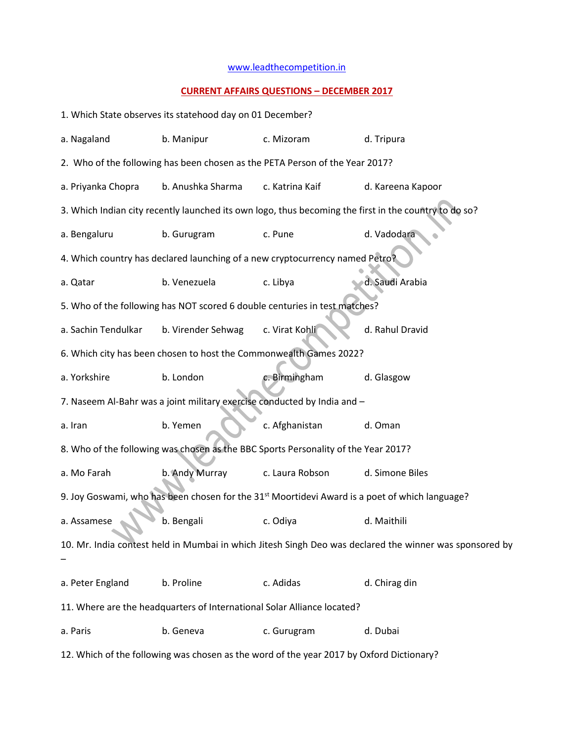www.leadthecompetition.in

## CURRENT AFFAIRS QUESTIONS – DECEMBER 2017

1. Which State observes its statehood day on 01 December?

a. Nagaland b. Manipur c. Mizoram d. Tripura

2. Who of the following has been chosen as the PETA Person of the Year 2017?

a. Priyanka Chopra b. Anushka Sharma c. Katrina Kaif d. Kareena Kapoor

3. Which Indian city recently launched its own logo, thus becoming the first in the country to do so?

a. Bengaluru b. Gurugram c. Pune d. Vadodara

4. Which country has declared launching of a new cryptocurrency named Petro?

a. Qatar b. Venezuela c. Libya d. Saudi Arabia

5. Who of the following has NOT scored 6 double centuries in test matches?

a. Sachin Tendulkar b. Virender Sehwag c. Virat Kohli d. Rahul Dravid

6. Which city has been chosen to host the Commonwealth Games 2022?

a. Yorkshire b. London c. Birmingham d. Glasgow

7. Naseem Al-Bahr was a joint military exercise conducted by India and –

a. Iran b. Yemen c. Afghanistan d. Oman

8. Who of the following was chosen as the BBC Sports Personality of the Year 2017?

a. Mo Farah b. Andy Murray c. Laura Robson d. Simone Biles

9. Joy Goswami, who has been chosen for the 31st Moortidevi Award is a poet of which language?

a. Assamese b. Bengali c. Odiya d. Maithili

10. Mr. India contest held in Mumbai in which Jitesh Singh Deo was declared the winner was sponsored by –

a. Peter England b. Proline c. Adidas d. Chirag din

11. Where are the headquarters of International Solar Alliance located?

a. Paris b. Geneva c. Gurugram d. Dubai

12. Which of the following was chosen as the word of the year 2017 by Oxford Dictionary?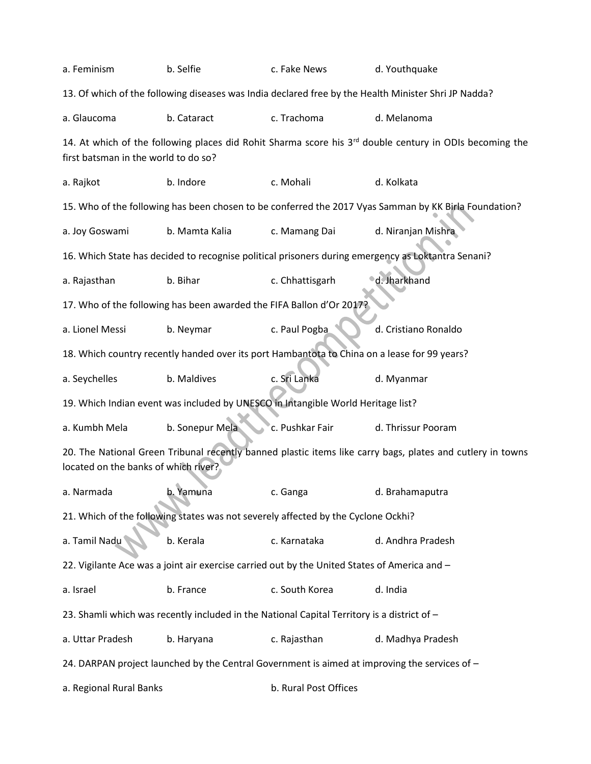a. Feminism b. Selfie c. Fake News d. Youthquake

13. Of which of the following diseases was India declared free by the Health Minister Shri JP Nadda?

a. Glaucoma b. Cataract c. Trachoma d. Melanoma

14. At which of the following places did Rohit Sharma score his 3rd double century in ODIs becoming the first batsman in the world to do so?

a. Rajkot b. Indore c. Mohali d. Kolkata

15. Who of the following has been chosen to be conferred the 2017 Vyas Samman by KK Birla Foundation?

a. Joy Goswami b. Mamta Kalia c. Mamang Dai d. Niranjan Mishra

16. Which State has decided to recognise political prisoners during emergency as Loktantra Senani?

a. Rajasthan b. Bihar c. Chhattisgarh d. Jharkhand

17. Who of the following has been awarded the FIFA Ballon d'Or 2017?

a. Lionel Messi b. Neymar c. Paul Pogba d. Cristiano Ronaldo

18. Which country recently handed over its port Hambantota to China on a lease for 99 years?

a. Seychelles b. Maldives c. Sri Lanka d. Myanmar

19. Which Indian event was included by UNESCO in Intangible World Heritage list?

a. Kumbh Mela b. Sonepur Mela c. Pushkar Fair d. Thrissur Pooram

20. The National Green Tribunal recently banned plastic items like carry bags, plates and cutlery in towns located on the banks of which river?

a. Narmada b. Yamuna c. Ganga d. Brahamaputra

21. Which of the following states was not severely affected by the Cyclone Ockhi?

a. Tamil Nadu b. Kerala c. Karnataka d. Andhra Pradesh

22. Vigilante Ace was a joint air exercise carried out by the United States of America and –

a. Israel b. France c. South Korea d. India

23. Shamli which was recently included in the National Capital Territory is a district of –

a. Uttar Pradesh b. Haryana c. Rajasthan d. Madhya Pradesh

24. DARPAN project launched by the Central Government is aimed at improving the services of –

a. Regional Rural Banks b. Rural Post Offices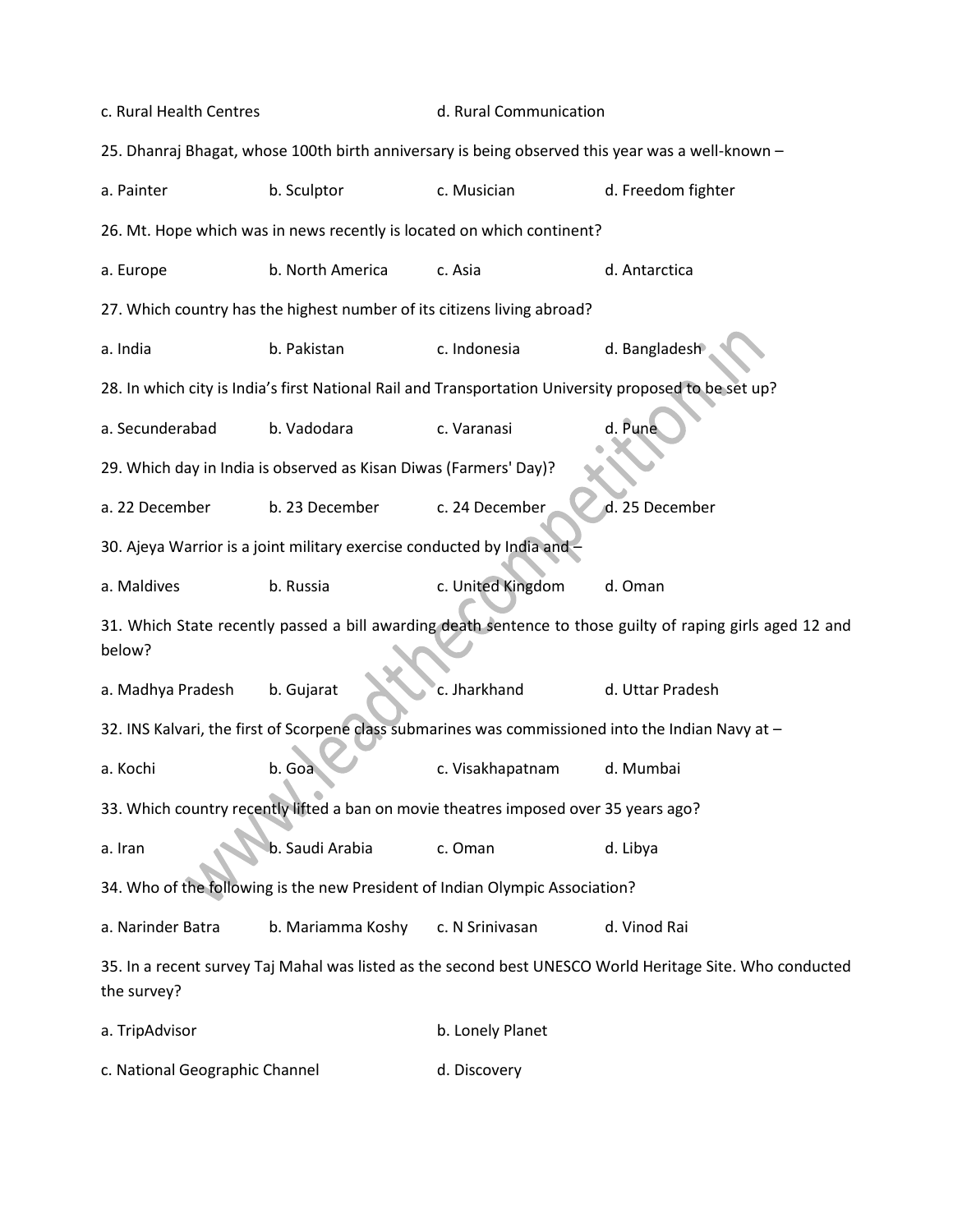c. Rural Health Centres d. Rural Communication

25. Dhanraj Bhagat, whose 100th birth anniversary is being observed this year was a well-known –

a. Painter b. Sculptor c. Musician d. Freedom fighter

26. Mt. Hope which was in news recently is located on which continent?

a. Europe b. North America c. Asia d. Antarctica

27. Which country has the highest number of its citizens living abroad?

a. India b. Pakistan c. Indonesia d. Bangladesh

28. In which city is India's first National Rail and Transportation University proposed to be set up?

a. Secunderabad b. Vadodara c. Varanasi d. Pune

29. Which day in India is observed as Kisan Diwas (Farmers' Day)?

a. 22 December b. 23 December c. 24 December d. 25 December

30. Ajeya Warrior is a joint military exercise conducted by India and –

a. Maldives b. Russia c. United Kingdom d. Oman

31. Which State recently passed a bill awarding death sentence to those guilty of raping girls aged 12 and below?

a. Madhya Pradesh b. Gujarat c. Jharkhand d. Uttar Pradesh

32. INS Kalvari, the first of Scorpene class submarines was commissioned into the Indian Navy at –

a. Kochi b. Goa c. Visakhapatnam d. Mumbai

33. Which country recently lifted a ban on movie theatres imposed over 35 years ago?

a. Iran b. Saudi Arabia c. Oman d. Libya

34. Who of the following is the new President of Indian Olympic Association?

a. Narinder Batra b. Mariamma Koshy c. N Srinivasan d. Vinod Rai

35. In a recent survey Taj Mahal was listed as the second best UNESCO World Heritage Site. Who conducted the survey?

a. TripAdvisor b. Lonely Planet

c. National Geographic Channel d. Discovery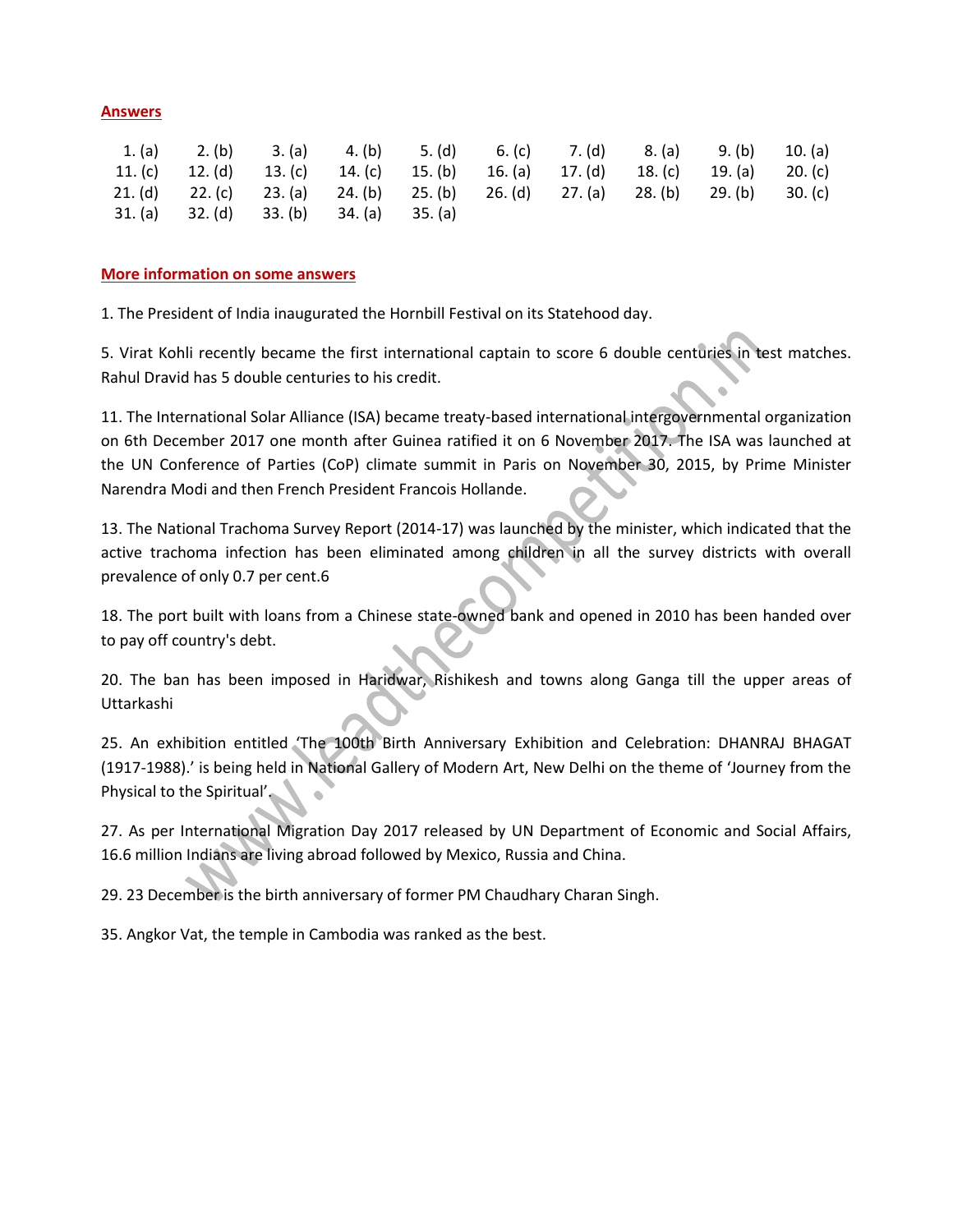## Answers

| | | | | | | | | | |
|---|---|---|---|---|---|---|---|---|---|
| 1. (a) | 2. (b) | 3. (a) | 4. (b) | 5. (d) | 6. (c) | 7. (d) | 8. (a) | 9. (b) | 10. (a) |
| 11. (c) | 12. (d) | 13. (c) | 14. (c) | 15. (b) | 16. (a) | 17. (d) | 18. (c) | 19. (a) | 20. (c) |
| 21. (d) | 22. (c) | 23. (a) | 24. (b) | 25. (b) | 26. (d) | 27. (a) | 28. (b) | 29. (b) | 30. (c) |
| 31. (a) | 32. (d) | 33. (b) | 34. (a) | 35. (a) | | | | | |

## More information on some answers

1. The President of India inaugurated the Hornbill Festival on its Statehood day.

5. Virat Kohli recently became the first international captain to score 6 double centuries in test matches. Rahul Dravid has 5 double centuries to his credit.

11. The International Solar Alliance (ISA) became treaty-based international intergovernmental organization on 6th December 2017 one month after Guinea ratified it on 6 November 2017. The ISA was launched at the UN Conference of Parties (CoP) climate summit in Paris on November 30, 2015, by Prime Minister Narendra Modi and then French President Francois Hollande.

13. The National Trachoma Survey Report (2014-17) was launched by the minister, which indicated that the active trachoma infection has been eliminated among children in all the survey districts with overall prevalence of only 0.7 per cent.6

18. The port built with loans from a Chinese state-owned bank and opened in 2010 has been handed over to pay off country's debt.

20. The ban has been imposed in Haridwar, Rishikesh and towns along Ganga till the upper areas of Uttarkashi

25. An exhibition entitled 'The 100th Birth Anniversary Exhibition and Celebration: DHANRAJ BHAGAT (1917-1988).' is being held in National Gallery of Modern Art, New Delhi on the theme of 'Journey from the Physical to the Spiritual'.

27. As per International Migration Day 2017 released by UN Department of Economic and Social Affairs, 16.6 million Indians are living abroad followed by Mexico, Russia and China.

29. 23 December is the birth anniversary of former PM Chaudhary Charan Singh.

35. Angkor Vat, the temple in Cambodia was ranked as the best.